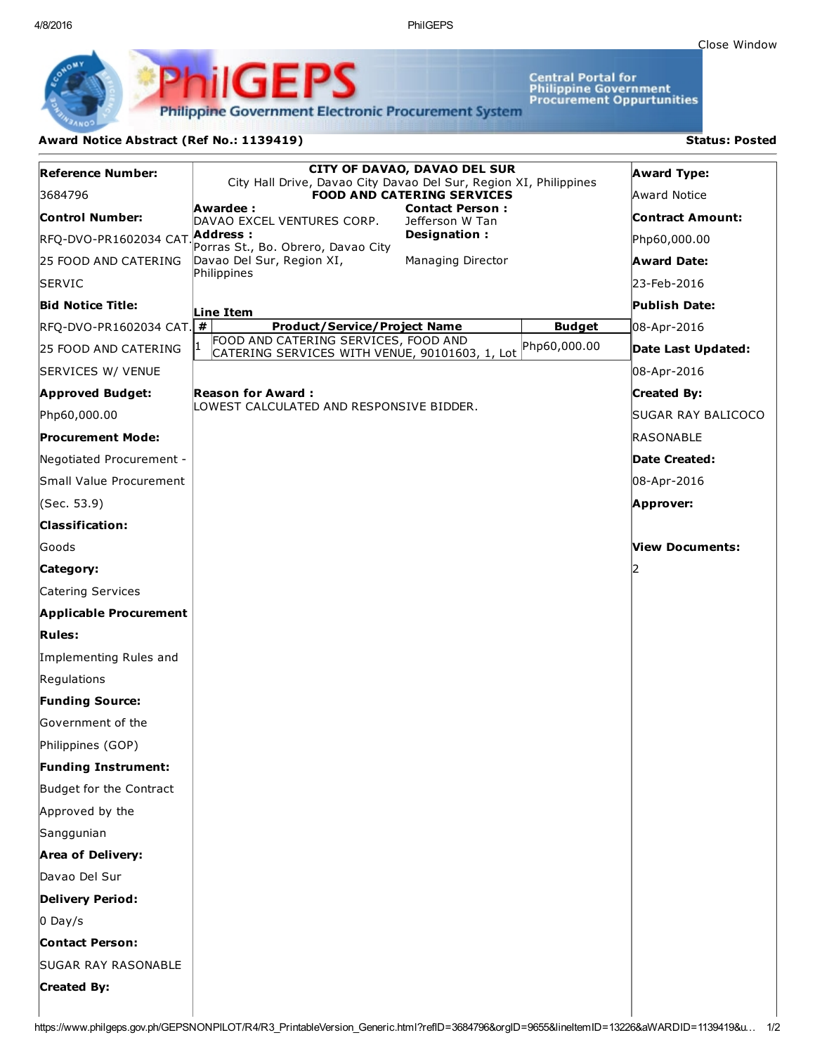Close Window

**PhilGEPS** — Philippine Government Electronic Procurement System

Central Portal for Philippine Government Procurement Oppurtunities

**Award Notice Abstract (Ref No.: 1139419)** **Status: Posted**

**Reference Number:**
3684796

**Control Number:**
RFQ-DVO-PR1602034 CAT. 25 FOOD AND CATERING SERVIC

**Bid Notice Title:**
RFQ-DVO-PR1602034 CAT. 25 FOOD AND CATERING SERVICES W/ VENUE

**Approved Budget:**
Php60,000.00

**Procurement Mode:**
Negotiated Procurement - Small Value Procurement (Sec. 53.9)

**Classification:**
Goods

**Category:**
Catering Services

**Applicable Procurement Rules:**
Implementing Rules and Regulations

**Funding Source:**
Government of the Philippines (GOP)

**Funding Instrument:**
Budget for the Contract Approved by the Sanggunian

**Area of Delivery:**
Davao Del Sur

**Delivery Period:**
0 Day/s

**Contact Person:**
SUGAR RAY RASONABLE

**Created By:**

---

**CITY OF DAVAO, DAVAO DEL SUR**
City Hall Drive, Davao City Davao Del Sur, Region XI, Philippines
**FOOD AND CATERING SERVICES**

**Awardee :**
DAVAO EXCEL VENTURES CORP.

**Address :**
Porras St., Bo. Obrero, Davao City Davao Del Sur, Region XI, Philippines

**Contact Person :**
Jefferson W Tan

**Designation :**
Managing Director

**Line Item**

| # | Product/Service/Project Name | Budget |
|---|---|---|
| 1 | FOOD AND CATERING SERVICES, FOOD AND CATERING SERVICES WITH VENUE, 90101603, 1, Lot | Php60,000.00 |

**Reason for Award :**
LOWEST CALCULATED AND RESPONSIVE BIDDER.

---

**Award Type:**
Award Notice

**Contract Amount:**
Php60,000.00

**Award Date:**
23-Feb-2016

**Publish Date:**
08-Apr-2016

**Date Last Updated:**
08-Apr-2016

**Created By:**
SUGAR RAY BALICOCO RASONABLE

**Date Created:**
08-Apr-2016

**Approver:**

**View Documents:**
2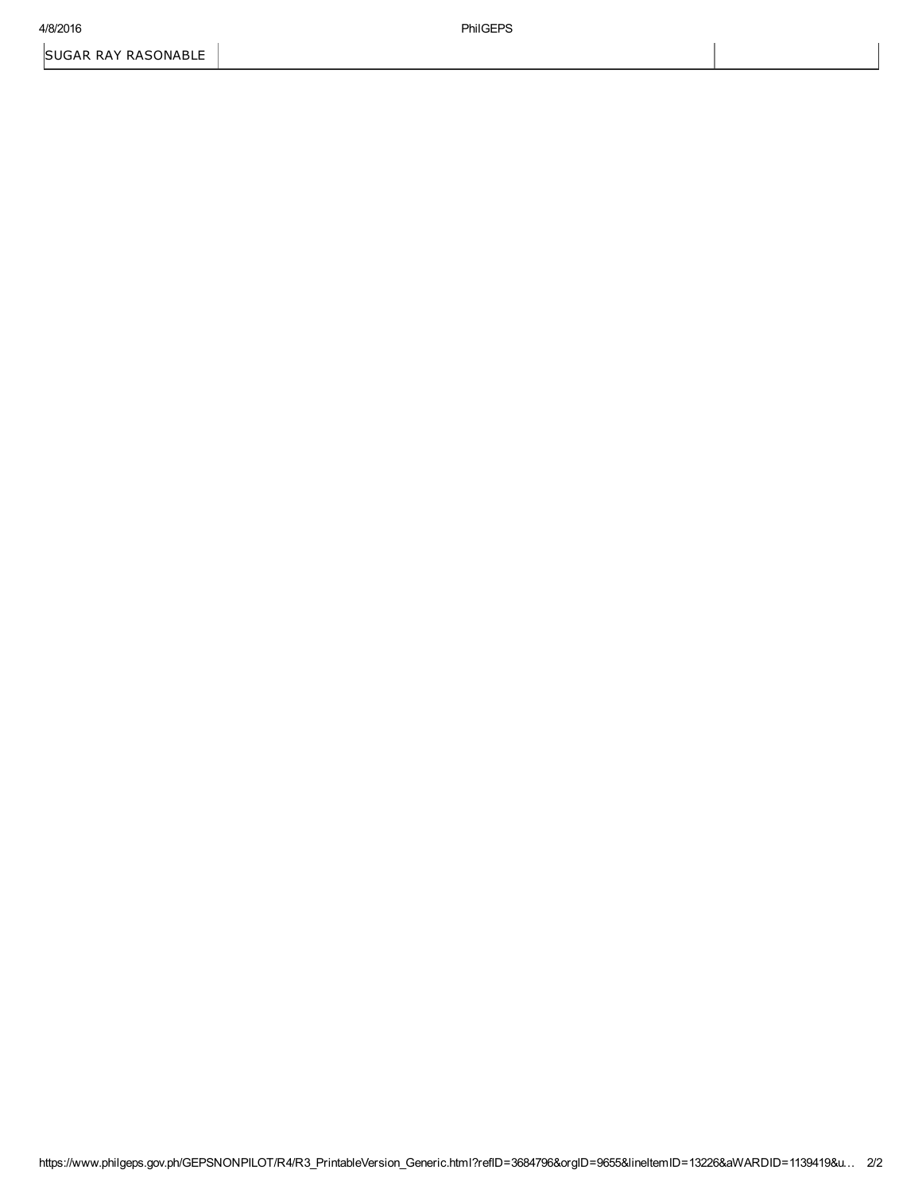| | | |
|---|---|---|
| SUGAR RAY RASONABLE | | |